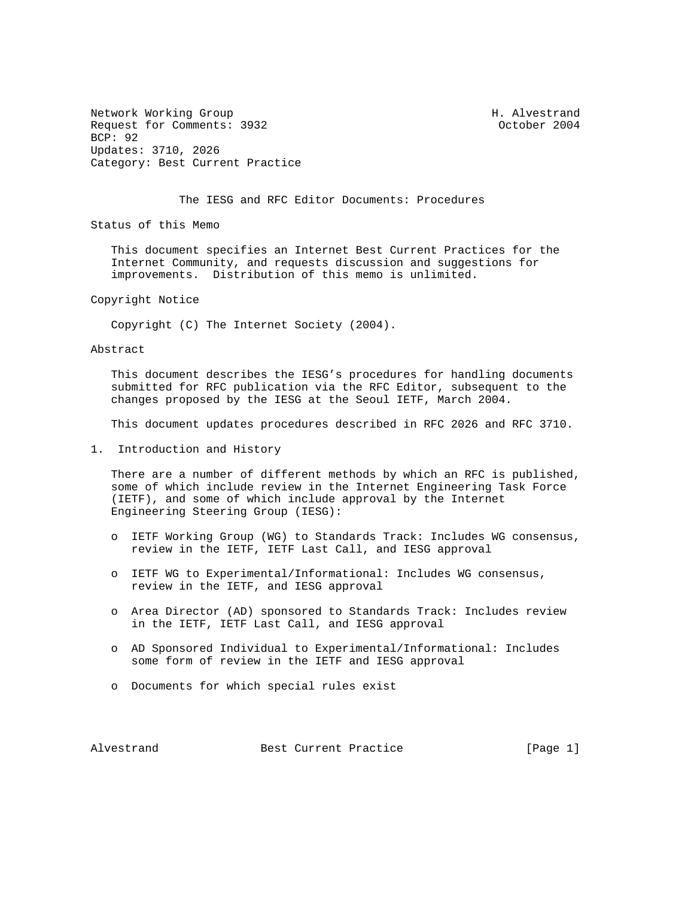Network Working Group H. Alvestrand
Request for Comments: 3932 October 2004
BCP: 92
Updates: 3710, 2026
Category: Best Current Practice

# The IESG and RFC Editor Documents: Procedures

## Status of this Memo

This document specifies an Internet Best Current Practices for the Internet Community, and requests discussion and suggestions for improvements. Distribution of this memo is unlimited.

## Copyright Notice

Copyright (C) The Internet Society (2004).

## Abstract

This document describes the IESG's procedures for handling documents submitted for RFC publication via the RFC Editor, subsequent to the changes proposed by the IESG at the Seoul IETF, March 2004.

This document updates procedures described in RFC 2026 and RFC 3710.

## 1. Introduction and History

There are a number of different methods by which an RFC is published, some of which include review in the Internet Engineering Task Force (IETF), and some of which include approval by the Internet Engineering Steering Group (IESG):

- IETF Working Group (WG) to Standards Track: Includes WG consensus, review in the IETF, IETF Last Call, and IESG approval
- IETF WG to Experimental/Informational: Includes WG consensus, review in the IETF, and IESG approval
- Area Director (AD) sponsored to Standards Track: Includes review in the IETF, IETF Last Call, and IESG approval
- AD Sponsored Individual to Experimental/Informational: Includes some form of review in the IETF and IESG approval
- Documents for which special rules exist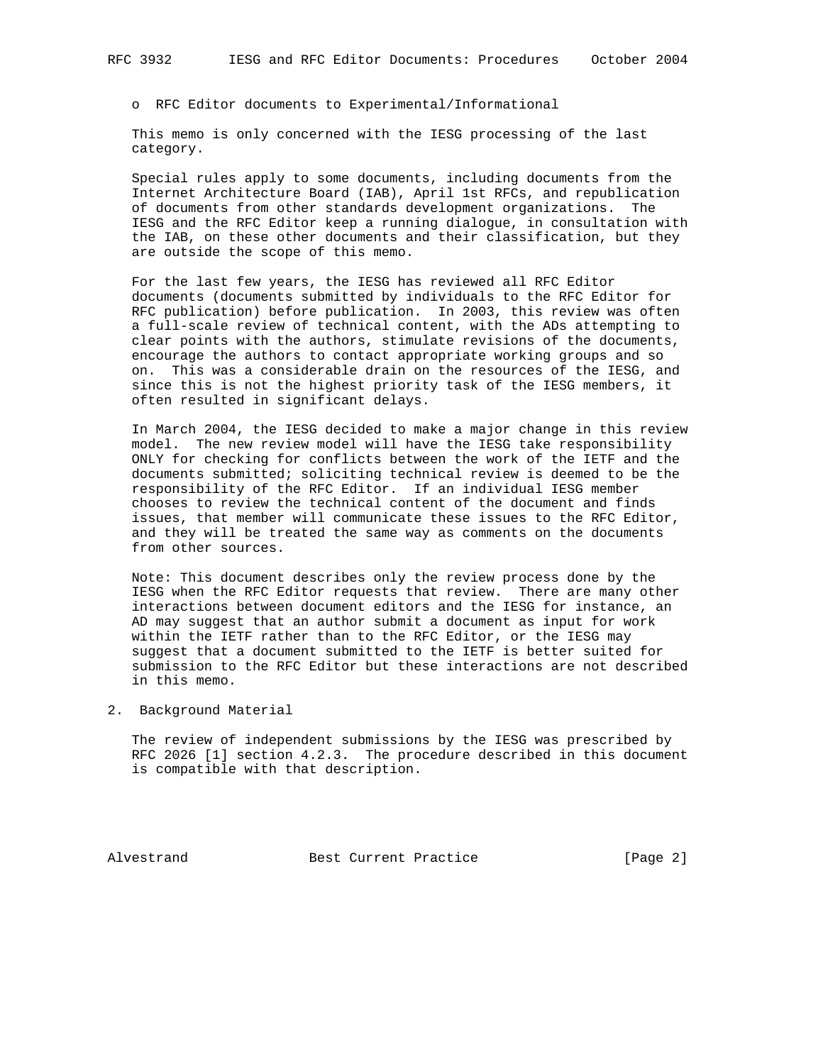- RFC Editor documents to Experimental/Informational

This memo is only concerned with the IESG processing of the last category.

Special rules apply to some documents, including documents from the Internet Architecture Board (IAB), April 1st RFCs, and republication of documents from other standards development organizations. The IESG and the RFC Editor keep a running dialogue, in consultation with the IAB, on these other documents and their classification, but they are outside the scope of this memo.

For the last few years, the IESG has reviewed all RFC Editor documents (documents submitted by individuals to the RFC Editor for RFC publication) before publication. In 2003, this review was often a full-scale review of technical content, with the ADs attempting to clear points with the authors, stimulate revisions of the documents, encourage the authors to contact appropriate working groups and so on. This was a considerable drain on the resources of the IESG, and since this is not the highest priority task of the IESG members, it often resulted in significant delays.

In March 2004, the IESG decided to make a major change in this review model. The new review model will have the IESG take responsibility ONLY for checking for conflicts between the work of the IETF and the documents submitted; soliciting technical review is deemed to be the responsibility of the RFC Editor. If an individual IESG member chooses to review the technical content of the document and finds issues, that member will communicate these issues to the RFC Editor, and they will be treated the same way as comments on the documents from other sources.

Note: This document describes only the review process done by the IESG when the RFC Editor requests that review. There are many other interactions between document editors and the IESG for instance, an AD may suggest that an author submit a document as input for work within the IETF rather than to the RFC Editor, or the IESG may suggest that a document submitted to the IETF is better suited for submission to the RFC Editor but these interactions are not described in this memo.

## 2. Background Material

The review of independent submissions by the IESG was prescribed by RFC 2026 [1] section 4.2.3. The procedure described in this document is compatible with that description.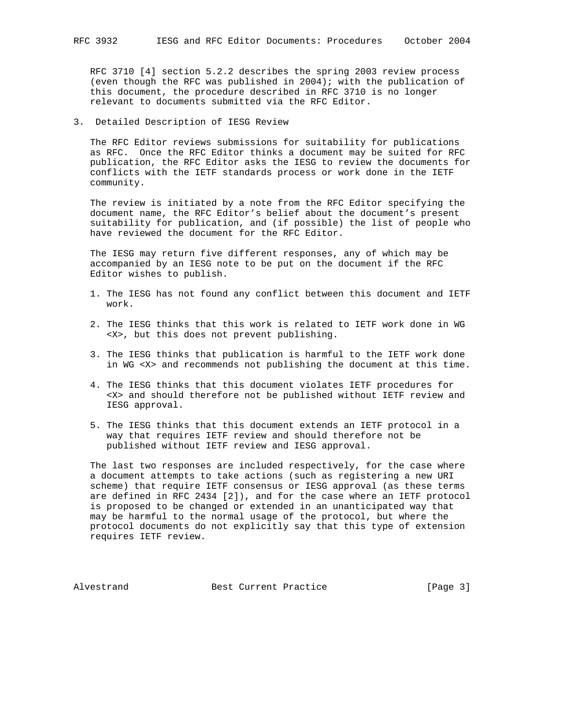RFC 3710 [4] section 5.2.2 describes the spring 2003 review process (even though the RFC was published in 2004); with the publication of this document, the procedure described in RFC 3710 is no longer relevant to documents submitted via the RFC Editor.

## 3. Detailed Description of IESG Review

The RFC Editor reviews submissions for suitability for publications as RFC. Once the RFC Editor thinks a document may be suited for RFC publication, the RFC Editor asks the IESG to review the documents for conflicts with the IETF standards process or work done in the IETF community.

The review is initiated by a note from the RFC Editor specifying the document name, the RFC Editor's belief about the document's present suitability for publication, and (if possible) the list of people who have reviewed the document for the RFC Editor.

The IESG may return five different responses, any of which may be accompanied by an IESG note to be put on the document if the RFC Editor wishes to publish.

1. The IESG has not found any conflict between this document and IETF work.

2. The IESG thinks that this work is related to IETF work done in WG <X>, but this does not prevent publishing.

3. The IESG thinks that publication is harmful to the IETF work done in WG <X> and recommends not publishing the document at this time.

4. The IESG thinks that this document violates IETF procedures for <X> and should therefore not be published without IETF review and IESG approval.

5. The IESG thinks that this document extends an IETF protocol in a way that requires IETF review and should therefore not be published without IETF review and IESG approval.

The last two responses are included respectively, for the case where a document attempts to take actions (such as registering a new URI scheme) that require IETF consensus or IESG approval (as these terms are defined in RFC 2434 [2]), and for the case where an IETF protocol is proposed to be changed or extended in an unanticipated way that may be harmful to the normal usage of the protocol, but where the protocol documents do not explicitly say that this type of extension requires IETF review.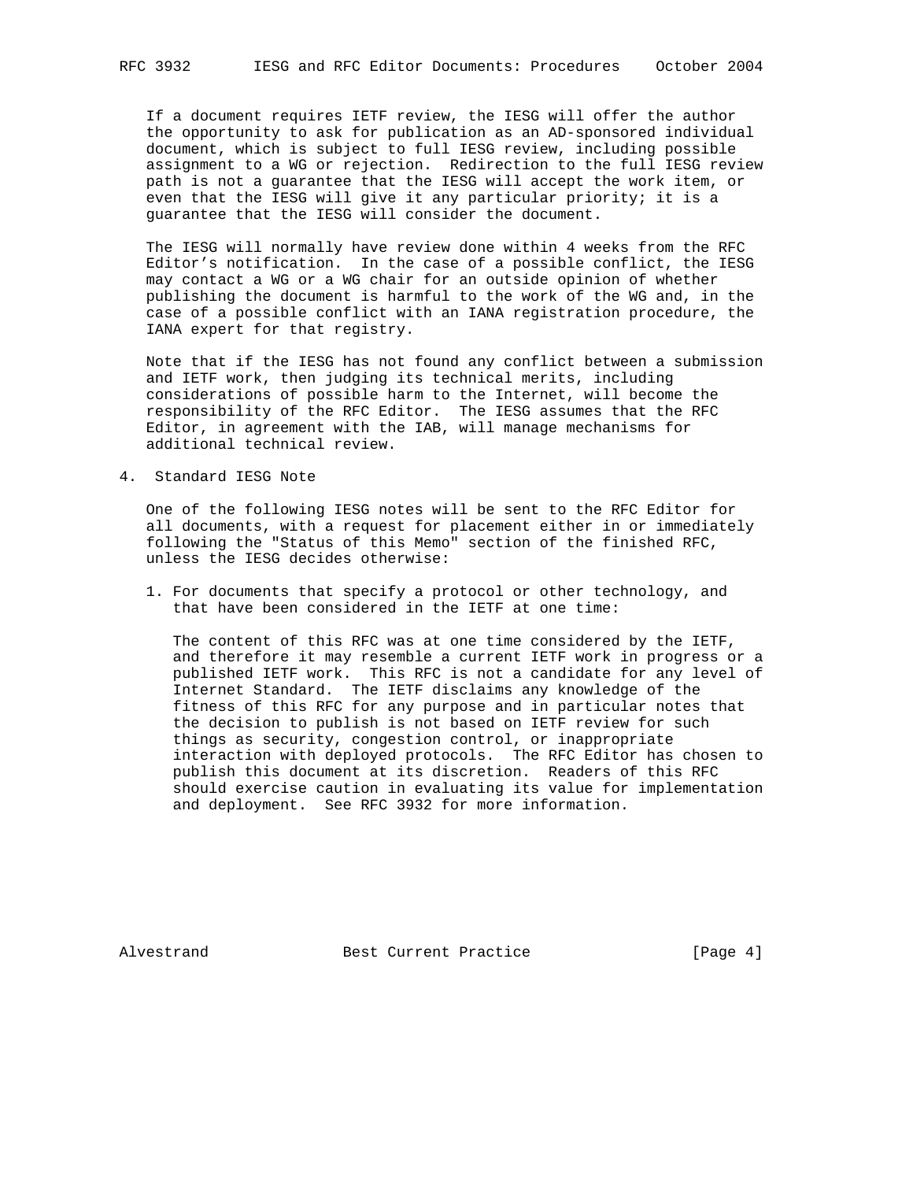If a document requires IETF review, the IESG will offer the author the opportunity to ask for publication as an AD-sponsored individual document, which is subject to full IESG review, including possible assignment to a WG or rejection. Redirection to the full IESG review path is not a guarantee that the IESG will accept the work item, or even that the IESG will give it any particular priority; it is a guarantee that the IESG will consider the document.

The IESG will normally have review done within 4 weeks from the RFC Editor's notification. In the case of a possible conflict, the IESG may contact a WG or a WG chair for an outside opinion of whether publishing the document is harmful to the work of the WG and, in the case of a possible conflict with an IANA registration procedure, the IANA expert for that registry.

Note that if the IESG has not found any conflict between a submission and IETF work, then judging its technical merits, including considerations of possible harm to the Internet, will become the responsibility of the RFC Editor. The IESG assumes that the RFC Editor, in agreement with the IAB, will manage mechanisms for additional technical review.

## 4. Standard IESG Note

One of the following IESG notes will be sent to the RFC Editor for all documents, with a request for placement either in or immediately following the "Status of this Memo" section of the finished RFC, unless the IESG decides otherwise:

1. For documents that specify a protocol or other technology, and that have been considered in the IETF at one time:

   The content of this RFC was at one time considered by the IETF, and therefore it may resemble a current IETF work in progress or a published IETF work. This RFC is not a candidate for any level of Internet Standard. The IETF disclaims any knowledge of the fitness of this RFC for any purpose and in particular notes that the decision to publish is not based on IETF review for such things as security, congestion control, or inappropriate interaction with deployed protocols. The RFC Editor has chosen to publish this document at its discretion. Readers of this RFC should exercise caution in evaluating its value for implementation and deployment. See RFC 3932 for more information.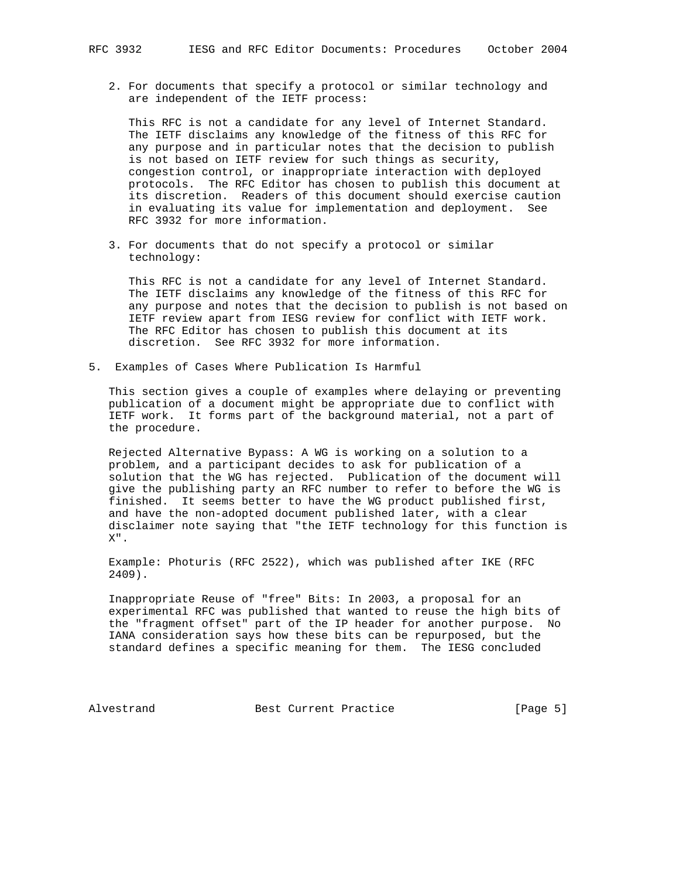2. For documents that specify a protocol or similar technology and are independent of the IETF process:

   This RFC is not a candidate for any level of Internet Standard. The IETF disclaims any knowledge of the fitness of this RFC for any purpose and in particular notes that the decision to publish is not based on IETF review for such things as security, congestion control, or inappropriate interaction with deployed protocols. The RFC Editor has chosen to publish this document at its discretion. Readers of this document should exercise caution in evaluating its value for implementation and deployment. See RFC 3932 for more information.

3. For documents that do not specify a protocol or similar technology:

   This RFC is not a candidate for any level of Internet Standard. The IETF disclaims any knowledge of the fitness of this RFC for any purpose and notes that the decision to publish is not based on IETF review apart from IESG review for conflict with IETF work. The RFC Editor has chosen to publish this document at its discretion. See RFC 3932 for more information.

## 5. Examples of Cases Where Publication Is Harmful

This section gives a couple of examples where delaying or preventing publication of a document might be appropriate due to conflict with IETF work. It forms part of the background material, not a part of the procedure.

Rejected Alternative Bypass: A WG is working on a solution to a problem, and a participant decides to ask for publication of a solution that the WG has rejected. Publication of the document will give the publishing party an RFC number to refer to before the WG is finished. It seems better to have the WG product published first, and have the non-adopted document published later, with a clear disclaimer note saying that "the IETF technology for this function is X".

Example: Photuris (RFC 2522), which was published after IKE (RFC 2409).

Inappropriate Reuse of "free" Bits: In 2003, a proposal for an experimental RFC was published that wanted to reuse the high bits of the "fragment offset" part of the IP header for another purpose. No IANA consideration says how these bits can be repurposed, but the standard defines a specific meaning for them. The IESG concluded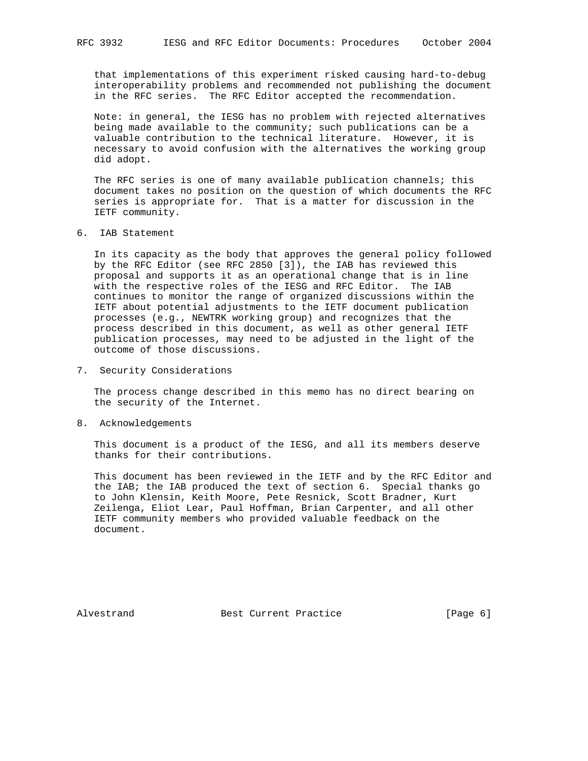that implementations of this experiment risked causing hard-to-debug interoperability problems and recommended not publishing the document in the RFC series. The RFC Editor accepted the recommendation.

Note: in general, the IESG has no problem with rejected alternatives being made available to the community; such publications can be a valuable contribution to the technical literature. However, it is necessary to avoid confusion with the alternatives the working group did adopt.

The RFC series is one of many available publication channels; this document takes no position on the question of which documents the RFC series is appropriate for. That is a matter for discussion in the IETF community.

## 6. IAB Statement

In its capacity as the body that approves the general policy followed by the RFC Editor (see RFC 2850 [3]), the IAB has reviewed this proposal and supports it as an operational change that is in line with the respective roles of the IESG and RFC Editor. The IAB continues to monitor the range of organized discussions within the IETF about potential adjustments to the IETF document publication processes (e.g., NEWTRK working group) and recognizes that the process described in this document, as well as other general IETF publication processes, may need to be adjusted in the light of the outcome of those discussions.

## 7. Security Considerations

The process change described in this memo has no direct bearing on the security of the Internet.

## 8. Acknowledgements

This document is a product of the IESG, and all its members deserve thanks for their contributions.

This document has been reviewed in the IETF and by the RFC Editor and the IAB; the IAB produced the text of section 6. Special thanks go to John Klensin, Keith Moore, Pete Resnick, Scott Bradner, Kurt Zeilenga, Eliot Lear, Paul Hoffman, Brian Carpenter, and all other IETF community members who provided valuable feedback on the document.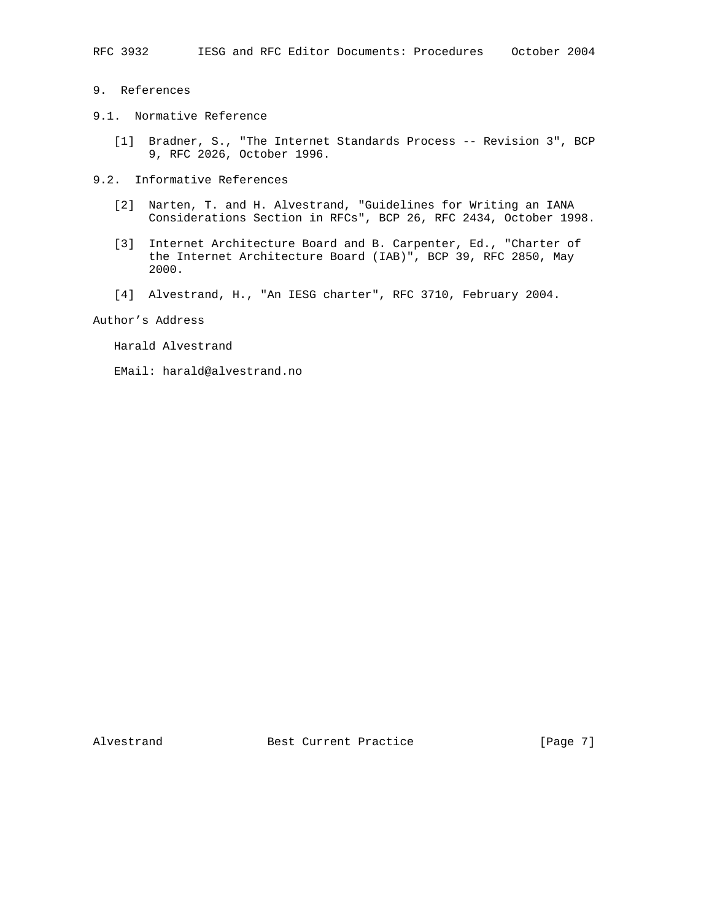## 9. References

### 9.1. Normative Reference

[1] Bradner, S., "The Internet Standards Process -- Revision 3", BCP 9, RFC 2026, October 1996.

### 9.2. Informative References

[2] Narten, T. and H. Alvestrand, "Guidelines for Writing an IANA Considerations Section in RFCs", BCP 26, RFC 2434, October 1998.

[3] Internet Architecture Board and B. Carpenter, Ed., "Charter of the Internet Architecture Board (IAB)", BCP 39, RFC 2850, May 2000.

[4] Alvestrand, H., "An IESG charter", RFC 3710, February 2004.

## Author's Address

Harald Alvestrand

EMail: harald@alvestrand.no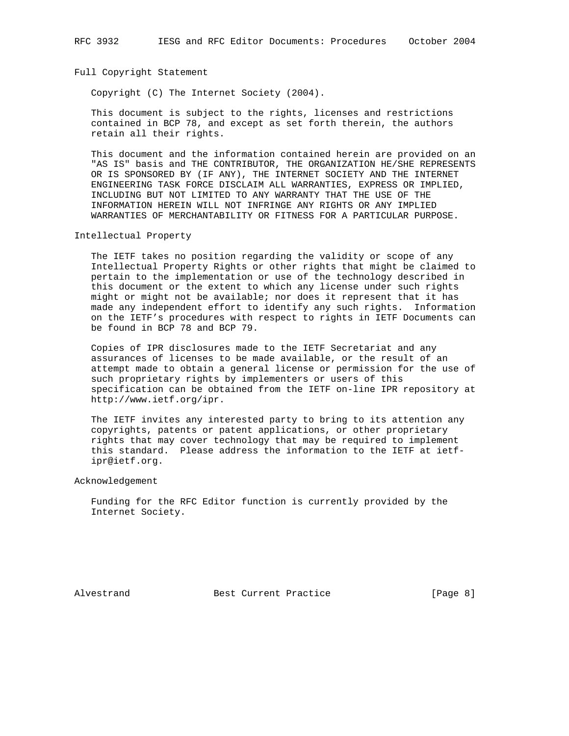## Full Copyright Statement

Copyright (C) The Internet Society (2004).

This document is subject to the rights, licenses and restrictions contained in BCP 78, and except as set forth therein, the authors retain all their rights.

This document and the information contained herein are provided on an "AS IS" basis and THE CONTRIBUTOR, THE ORGANIZATION HE/SHE REPRESENTS OR IS SPONSORED BY (IF ANY), THE INTERNET SOCIETY AND THE INTERNET ENGINEERING TASK FORCE DISCLAIM ALL WARRANTIES, EXPRESS OR IMPLIED, INCLUDING BUT NOT LIMITED TO ANY WARRANTY THAT THE USE OF THE INFORMATION HEREIN WILL NOT INFRINGE ANY RIGHTS OR ANY IMPLIED WARRANTIES OF MERCHANTABILITY OR FITNESS FOR A PARTICULAR PURPOSE.

## Intellectual Property

The IETF takes no position regarding the validity or scope of any Intellectual Property Rights or other rights that might be claimed to pertain to the implementation or use of the technology described in this document or the extent to which any license under such rights might or might not be available; nor does it represent that it has made any independent effort to identify any such rights. Information on the IETF's procedures with respect to rights in IETF Documents can be found in BCP 78 and BCP 79.

Copies of IPR disclosures made to the IETF Secretariat and any assurances of licenses to be made available, or the result of an attempt made to obtain a general license or permission for the use of such proprietary rights by implementers or users of this specification can be obtained from the IETF on-line IPR repository at http://www.ietf.org/ipr.

The IETF invites any interested party to bring to its attention any copyrights, patents or patent applications, or other proprietary rights that may cover technology that may be required to implement this standard. Please address the information to the IETF at ietf-ipr@ietf.org.

## Acknowledgement

Funding for the RFC Editor function is currently provided by the Internet Society.